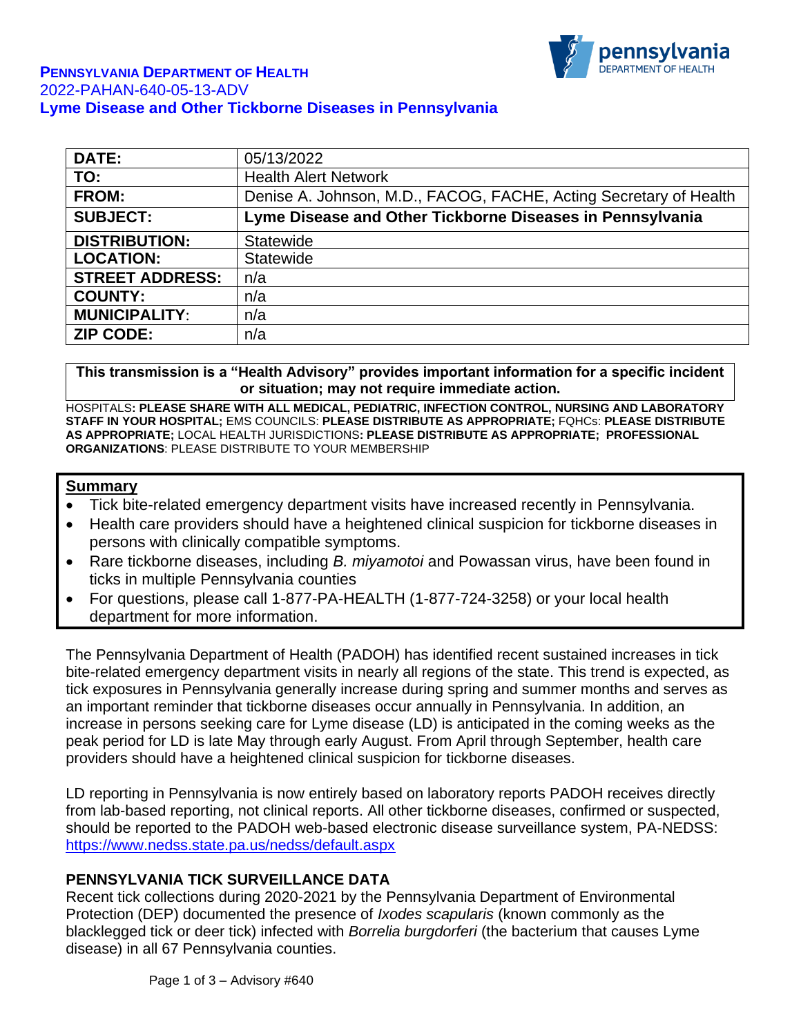**PENNSYLVANIA DEPARTMENT OF HEALTH**
2022-PAHAN-640-05-13-ADV
**Lyme Disease and Other Tickborne Diseases in Pennsylvania**

| DATE: | 05/13/2022 |
|---|---|
| TO: | Health Alert Network |
| FROM: | Denise A. Johnson, M.D., FACOG, FACHE, Acting Secretary of Health |
| SUBJECT: | **Lyme Disease and Other Tickborne Diseases in Pennsylvania** |
| DISTRIBUTION: | Statewide |
| LOCATION: | Statewide |
| STREET ADDRESS: | n/a |
| COUNTY: | n/a |
| MUNICIPALITY: | n/a |
| ZIP CODE: | n/a |

**This transmission is a "Health Advisory" provides important information for a specific incident or situation; may not require immediate action.**

HOSPITALS**: PLEASE SHARE WITH ALL MEDICAL, PEDIATRIC, INFECTION CONTROL, NURSING AND LABORATORY STAFF IN YOUR HOSPITAL;** EMS COUNCILS: **PLEASE DISTRIBUTE AS APPROPRIATE;** FQHCs: **PLEASE DISTRIBUTE AS APPROPRIATE;** LOCAL HEALTH JURISDICTIONS**: PLEASE DISTRIBUTE AS APPROPRIATE; PROFESSIONAL ORGANIZATIONS**: PLEASE DISTRIBUTE TO YOUR MEMBERSHIP

**Summary**

- Tick bite-related emergency department visits have increased recently in Pennsylvania.
- Health care providers should have a heightened clinical suspicion for tickborne diseases in persons with clinically compatible symptoms.
- Rare tickborne diseases, including *B. miyamotoi* and Powassan virus, have been found in ticks in multiple Pennsylvania counties
- For questions, please call 1-877-PA-HEALTH (1-877-724-3258) or your local health department for more information.

The Pennsylvania Department of Health (PADOH) has identified recent sustained increases in tick bite-related emergency department visits in nearly all regions of the state. This trend is expected, as tick exposures in Pennsylvania generally increase during spring and summer months and serves as an important reminder that tickborne diseases occur annually in Pennsylvania. In addition, an increase in persons seeking care for Lyme disease (LD) is anticipated in the coming weeks as the peak period for LD is late May through early August. From April through September, health care providers should have a heightened clinical suspicion for tickborne diseases.

LD reporting in Pennsylvania is now entirely based on laboratory reports PADOH receives directly from lab-based reporting, not clinical reports. All other tickborne diseases, confirmed or suspected, should be reported to the PADOH web-based electronic disease surveillance system, PA-NEDSS: https://www.nedss.state.pa.us/nedss/default.aspx

## PENNSYLVANIA TICK SURVEILLANCE DATA

Recent tick collections during 2020-2021 by the Pennsylvania Department of Environmental Protection (DEP) documented the presence of *Ixodes scapularis* (known commonly as the blacklegged tick or deer tick) infected with *Borrelia burgdorferi* (the bacterium that causes Lyme disease) in all 67 Pennsylvania counties.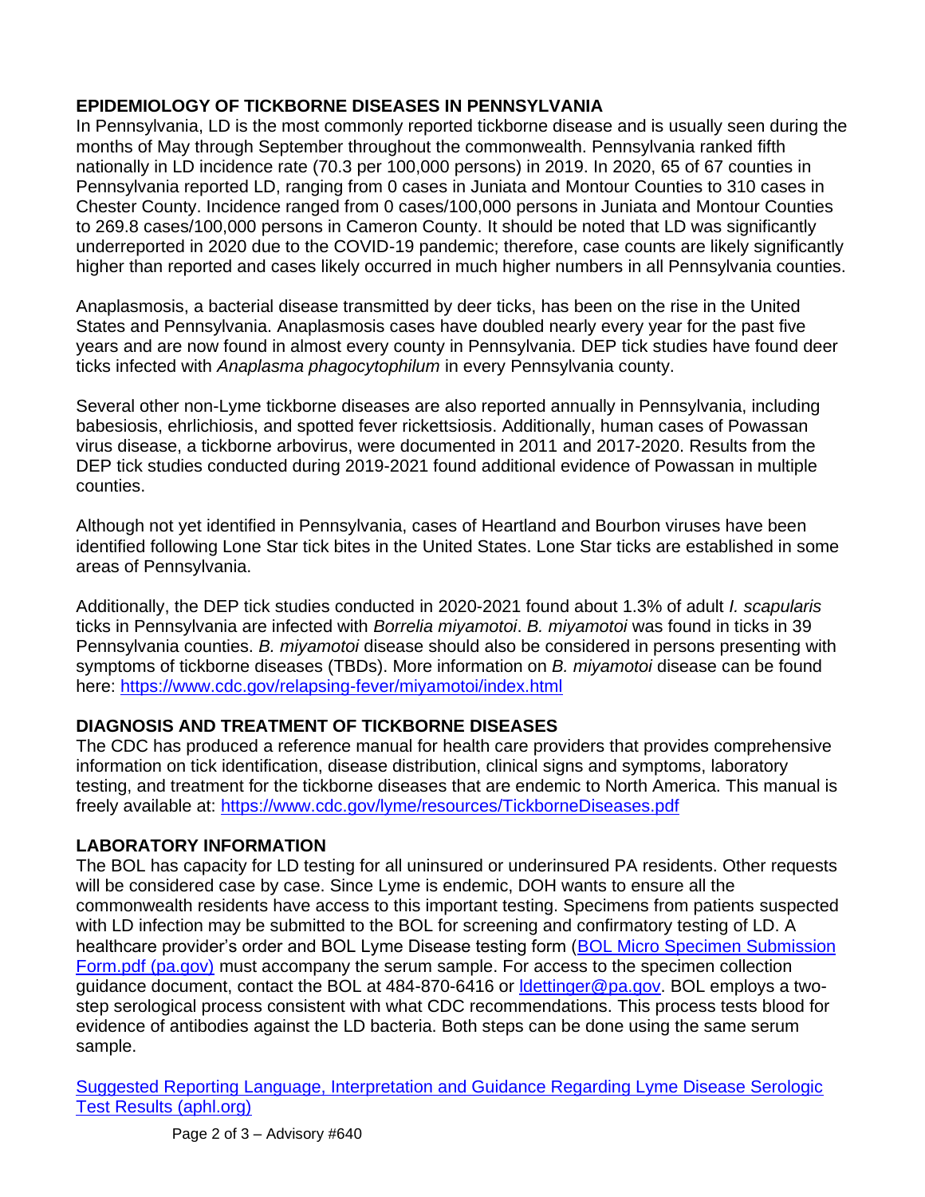## EPIDEMIOLOGY OF TICKBORNE DISEASES IN PENNSYLVANIA

In Pennsylvania, LD is the most commonly reported tickborne disease and is usually seen during the months of May through September throughout the commonwealth. Pennsylvania ranked fifth nationally in LD incidence rate (70.3 per 100,000 persons) in 2019. In 2020, 65 of 67 counties in Pennsylvania reported LD, ranging from 0 cases in Juniata and Montour Counties to 310 cases in Chester County. Incidence ranged from 0 cases/100,000 persons in Juniata and Montour Counties to 269.8 cases/100,000 persons in Cameron County. It should be noted that LD was significantly underreported in 2020 due to the COVID-19 pandemic; therefore, case counts are likely significantly higher than reported and cases likely occurred in much higher numbers in all Pennsylvania counties.

Anaplasmosis, a bacterial disease transmitted by deer ticks, has been on the rise in the United States and Pennsylvania. Anaplasmosis cases have doubled nearly every year for the past five years and are now found in almost every county in Pennsylvania. DEP tick studies have found deer ticks infected with *Anaplasma phagocytophilum* in every Pennsylvania county.

Several other non-Lyme tickborne diseases are also reported annually in Pennsylvania, including babesiosis, ehrlichiosis, and spotted fever rickettsiosis. Additionally, human cases of Powassan virus disease, a tickborne arbovirus, were documented in 2011 and 2017-2020. Results from the DEP tick studies conducted during 2019-2021 found additional evidence of Powassan in multiple counties.

Although not yet identified in Pennsylvania, cases of Heartland and Bourbon viruses have been identified following Lone Star tick bites in the United States. Lone Star ticks are established in some areas of Pennsylvania.

Additionally, the DEP tick studies conducted in 2020-2021 found about 1.3% of adult *I. scapularis* ticks in Pennsylvania are infected with *Borrelia miyamotoi*. *B. miyamotoi* was found in ticks in 39 Pennsylvania counties. *B. miyamotoi* disease should also be considered in persons presenting with symptoms of tickborne diseases (TBDs). More information on *B. miyamotoi* disease can be found here: [https://www.cdc.gov/relapsing-fever/miyamotoi/index.html](https://www.cdc.gov/relapsing-fever/miyamotoi/index.html)

## DIAGNOSIS AND TREATMENT OF TICKBORNE DISEASES

The CDC has produced a reference manual for health care providers that provides comprehensive information on tick identification, disease distribution, clinical signs and symptoms, laboratory testing, and treatment for the tickborne diseases that are endemic to North America. This manual is freely available at: [https://www.cdc.gov/lyme/resources/TickborneDiseases.pdf](https://www.cdc.gov/lyme/resources/TickborneDiseases.pdf)

## LABORATORY INFORMATION

The BOL has capacity for LD testing for all uninsured or underinsured PA residents. Other requests will be considered case by case. Since Lyme is endemic, DOH wants to ensure all the commonwealth residents have access to this important testing. Specimens from patients suspected with LD infection may be submitted to the BOL for screening and confirmatory testing of LD. A healthcare provider's order and BOL Lyme Disease testing form (BOL Micro Specimen Submission Form.pdf (pa.gov)) must accompany the serum sample. For access to the specimen collection guidance document, contact the BOL at 484-870-6416 or ldettinger@pa.gov. BOL employs a two-step serological process consistent with what CDC recommendations. This process tests blood for evidence of antibodies against the LD bacteria. Both steps can be done using the same serum sample.

Suggested Reporting Language, Interpretation and Guidance Regarding Lyme Disease Serologic Test Results (aphl.org)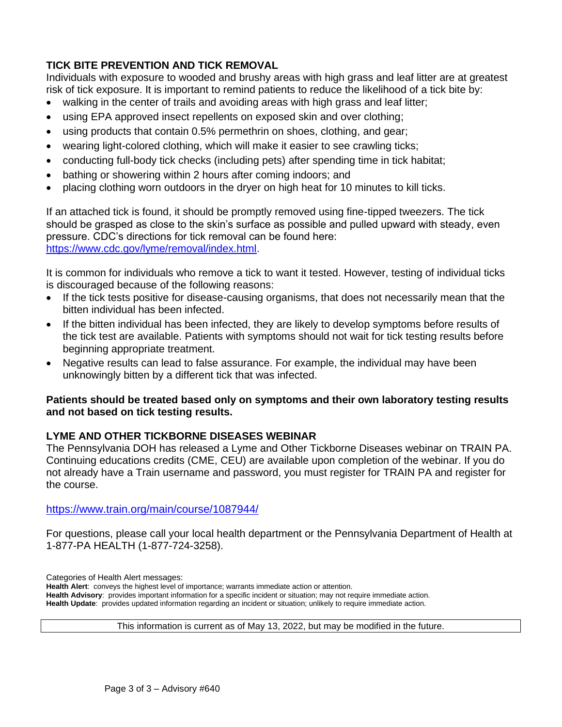## TICK BITE PREVENTION AND TICK REMOVAL

Individuals with exposure to wooded and brushy areas with high grass and leaf litter are at greatest risk of tick exposure. It is important to remind patients to reduce the likelihood of a tick bite by:

- walking in the center of trails and avoiding areas with high grass and leaf litter;
- using EPA approved insect repellents on exposed skin and over clothing;
- using products that contain 0.5% permethrin on shoes, clothing, and gear;
- wearing light-colored clothing, which will make it easier to see crawling ticks;
- conducting full-body tick checks (including pets) after spending time in tick habitat;
- bathing or showering within 2 hours after coming indoors; and
- placing clothing worn outdoors in the dryer on high heat for 10 minutes to kill ticks.

If an attached tick is found, it should be promptly removed using fine-tipped tweezers. The tick should be grasped as close to the skin's surface as possible and pulled upward with steady, even pressure. CDC's directions for tick removal can be found here: https://www.cdc.gov/lyme/removal/index.html.

It is common for individuals who remove a tick to want it tested. However, testing of individual ticks is discouraged because of the following reasons:

- If the tick tests positive for disease-causing organisms, that does not necessarily mean that the bitten individual has been infected.
- If the bitten individual has been infected, they are likely to develop symptoms before results of the tick test are available. Patients with symptoms should not wait for tick testing results before beginning appropriate treatment.
- Negative results can lead to false assurance. For example, the individual may have been unknowingly bitten by a different tick that was infected.

**Patients should be treated based only on symptoms and their own laboratory testing results and not based on tick testing results.**

## LYME AND OTHER TICKBORNE DISEASES WEBINAR

The Pennsylvania DOH has released a Lyme and Other Tickborne Diseases webinar on TRAIN PA. Continuing educations credits (CME, CEU) are available upon completion of the webinar. If you do not already have a Train username and password, you must register for TRAIN PA and register for the course.

https://www.train.org/main/course/1087944/

For questions, please call your local health department or the Pennsylvania Department of Health at 1-877-PA HEALTH (1-877-724-3258).

Categories of Health Alert messages:
**Health Alert**: conveys the highest level of importance; warrants immediate action or attention.
**Health Advisory**: provides important information for a specific incident or situation; may not require immediate action.
**Health Update**: provides updated information regarding an incident or situation; unlikely to require immediate action.

This information is current as of May 13, 2022, but may be modified in the future.